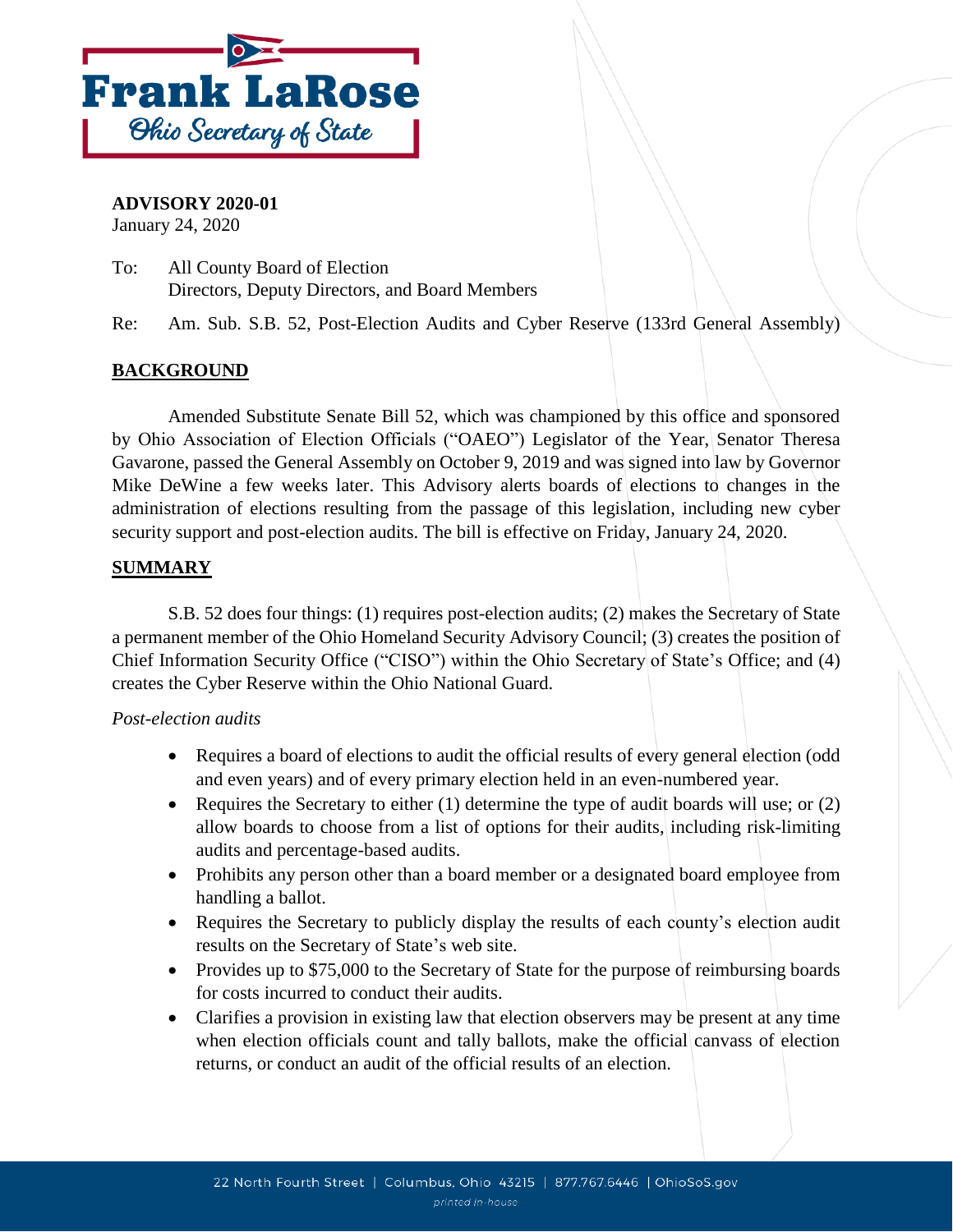Frank LaRose
Ohio Secretary of State

**ADVISORY 2020-01**
January 24, 2020

To: All County Board of Election Directors, Deputy Directors, and Board Members

Re: Am. Sub. S.B. 52, Post-Election Audits and Cyber Reserve (133rd General Assembly)

## BACKGROUND

Amended Substitute Senate Bill 52, which was championed by this office and sponsored by Ohio Association of Election Officials ("OAEO") Legislator of the Year, Senator Theresa Gavarone, passed the General Assembly on October 9, 2019 and was signed into law by Governor Mike DeWine a few weeks later. This Advisory alerts boards of elections to changes in the administration of elections resulting from the passage of this legislation, including new cyber security support and post-election audits. The bill is effective on Friday, January 24, 2020.

## SUMMARY

S.B. 52 does four things: (1) requires post-election audits; (2) makes the Secretary of State a permanent member of the Ohio Homeland Security Advisory Council; (3) creates the position of Chief Information Security Office ("CISO") within the Ohio Secretary of State's Office; and (4) creates the Cyber Reserve within the Ohio National Guard.

*Post-election audits*

- Requires a board of elections to audit the official results of every general election (odd and even years) and of every primary election held in an even-numbered year.
- Requires the Secretary to either (1) determine the type of audit boards will use; or (2) allow boards to choose from a list of options for their audits, including risk-limiting audits and percentage-based audits.
- Prohibits any person other than a board member or a designated board employee from handling a ballot.
- Requires the Secretary to publicly display the results of each county's election audit results on the Secretary of State's web site.
- Provides up to $75,000 to the Secretary of State for the purpose of reimbursing boards for costs incurred to conduct their audits.
- Clarifies a provision in existing law that election observers may be present at any time when election officials count and tally ballots, make the official canvass of election returns, or conduct an audit of the official results of an election.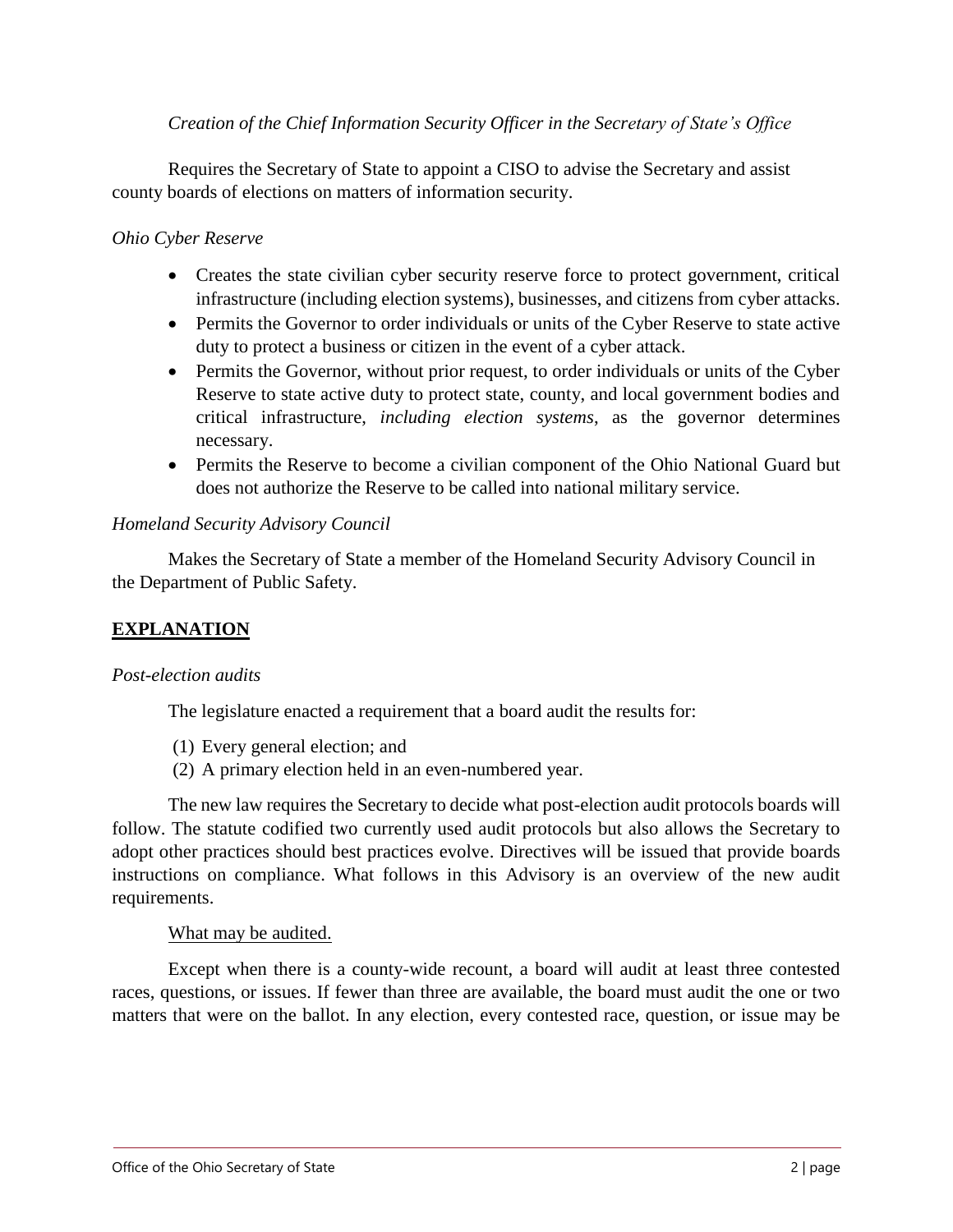*Creation of the Chief Information Security Officer in the Secretary of State's Office*

Requires the Secretary of State to appoint a CISO to advise the Secretary and assist county boards of elections on matters of information security.

*Ohio Cyber Reserve*

- Creates the state civilian cyber security reserve force to protect government, critical infrastructure (including election systems), businesses, and citizens from cyber attacks.
- Permits the Governor to order individuals or units of the Cyber Reserve to state active duty to protect a business or citizen in the event of a cyber attack.
- Permits the Governor, without prior request, to order individuals or units of the Cyber Reserve to state active duty to protect state, county, and local government bodies and critical infrastructure, *including election systems*, as the governor determines necessary.
- Permits the Reserve to become a civilian component of the Ohio National Guard but does not authorize the Reserve to be called into national military service.

*Homeland Security Advisory Council*

Makes the Secretary of State a member of the Homeland Security Advisory Council in the Department of Public Safety.

## EXPLANATION

*Post-election audits*

The legislature enacted a requirement that a board audit the results for:

(1) Every general election; and
(2) A primary election held in an even-numbered year.

The new law requires the Secretary to decide what post-election audit protocols boards will follow. The statute codified two currently used audit protocols but also allows the Secretary to adopt other practices should best practices evolve. Directives will be issued that provide boards instructions on compliance. What follows in this Advisory is an overview of the new audit requirements.

What may be audited.

Except when there is a county-wide recount, a board will audit at least three contested races, questions, or issues. If fewer than three are available, the board must audit the one or two matters that were on the ballot. In any election, every contested race, question, or issue may be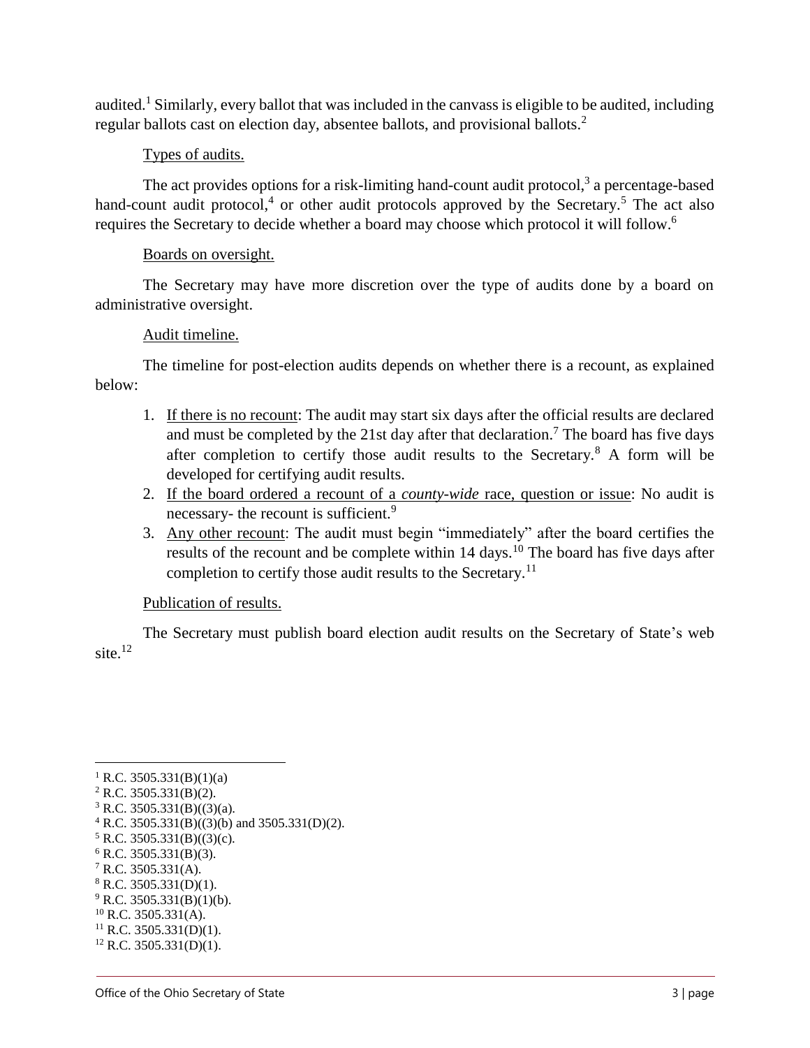audited.[1] Similarly, every ballot that was included in the canvass is eligible to be audited, including regular ballots cast on election day, absentee ballots, and provisional ballots.[2]

Types of audits.

The act provides options for a risk-limiting hand-count audit protocol,[3] a percentage-based hand-count audit protocol,[4] or other audit protocols approved by the Secretary.[5] The act also requires the Secretary to decide whether a board may choose which protocol it will follow.[6]

Boards on oversight.

The Secretary may have more discretion over the type of audits done by a board on administrative oversight.

Audit timeline.

The timeline for post-election audits depends on whether there is a recount, as explained below:

1. If there is no recount: The audit may start six days after the official results are declared and must be completed by the 21st day after that declaration.[7] The board has five days after completion to certify those audit results to the Secretary.[8] A form will be developed for certifying audit results.
2. If the board ordered a recount of a *county-wide* race, question or issue: No audit is necessary- the recount is sufficient.[9]
3. Any other recount: The audit must begin "immediately" after the board certifies the results of the recount and be complete within 14 days.[10] The board has five days after completion to certify those audit results to the Secretary.[11]

Publication of results.

The Secretary must publish board election audit results on the Secretary of State's web site.[12]

---

[1] R.C. 3505.331(B)(1)(a)
[2] R.C. 3505.331(B)(2).
[3] R.C. 3505.331(B)((3)(a).
[4] R.C. 3505.331(B)((3)(b) and 3505.331(D)(2).
[5] R.C. 3505.331(B)((3)(c).
[6] R.C. 3505.331(B)(3).
[7] R.C. 3505.331(A).
[8] R.C. 3505.331(D)(1).
[9] R.C. 3505.331(B)(1)(b).
[10] R.C. 3505.331(A).
[11] R.C. 3505.331(D)(1).
[12] R.C. 3505.331(D)(1).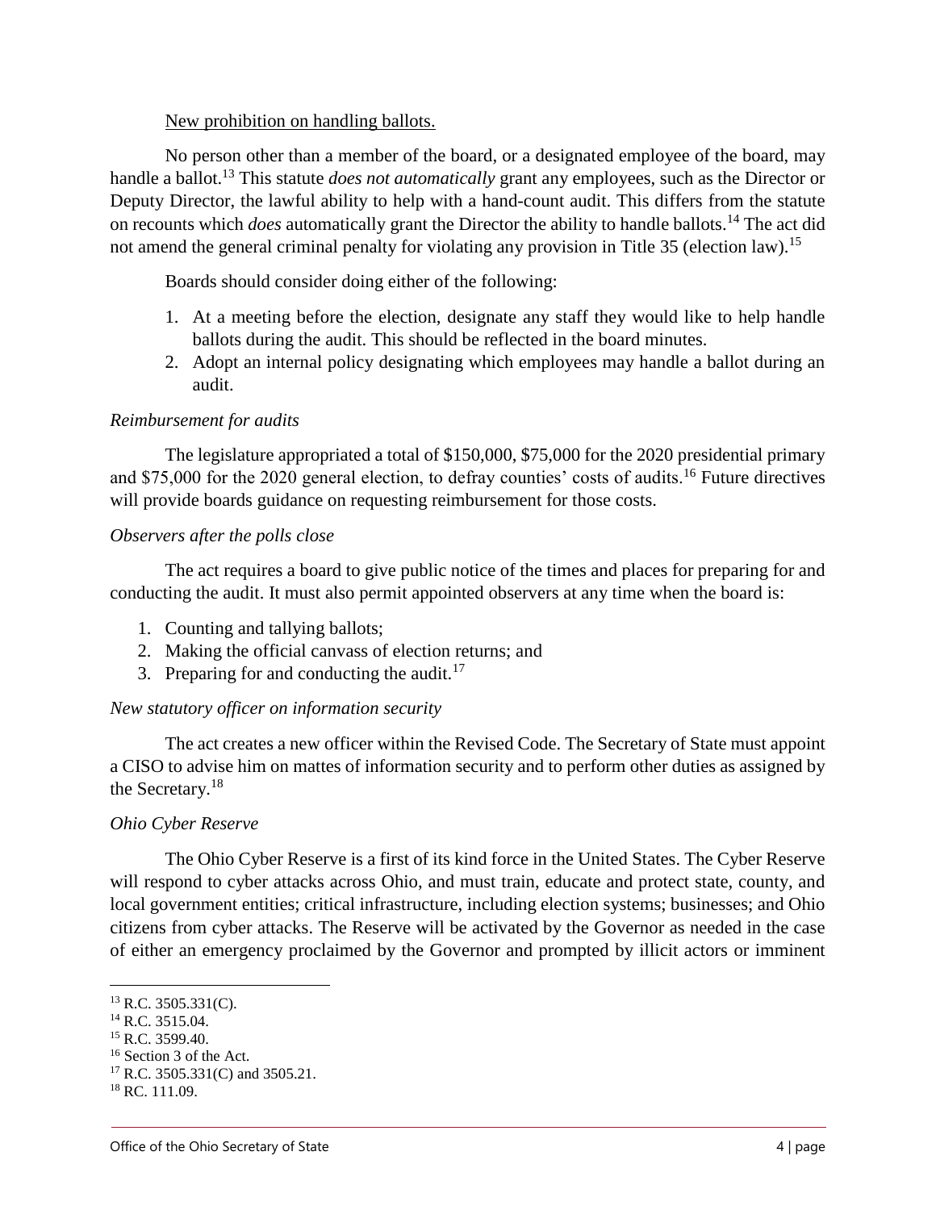New prohibition on handling ballots.

No person other than a member of the board, or a designated employee of the board, may handle a ballot.[13] This statute *does not automatically* grant any employees, such as the Director or Deputy Director, the lawful ability to help with a hand-count audit. This differs from the statute on recounts which *does* automatically grant the Director the ability to handle ballots.[14] The act did not amend the general criminal penalty for violating any provision in Title 35 (election law).[15]

Boards should consider doing either of the following:

1. At a meeting before the election, designate any staff they would like to help handle ballots during the audit. This should be reflected in the board minutes.
2. Adopt an internal policy designating which employees may handle a ballot during an audit.

*Reimbursement for audits*

The legislature appropriated a total of $150,000, $75,000 for the 2020 presidential primary and $75,000 for the 2020 general election, to defray counties' costs of audits.[16] Future directives will provide boards guidance on requesting reimbursement for those costs.

*Observers after the polls close*

The act requires a board to give public notice of the times and places for preparing for and conducting the audit. It must also permit appointed observers at any time when the board is:

1. Counting and tallying ballots;
2. Making the official canvass of election returns; and
3. Preparing for and conducting the audit.[17]

*New statutory officer on information security*

The act creates a new officer within the Revised Code. The Secretary of State must appoint a CISO to advise him on mattes of information security and to perform other duties as assigned by the Secretary.[18]

*Ohio Cyber Reserve*

The Ohio Cyber Reserve is a first of its kind force in the United States. The Cyber Reserve will respond to cyber attacks across Ohio, and must train, educate and protect state, county, and local government entities; critical infrastructure, including election systems; businesses; and Ohio citizens from cyber attacks. The Reserve will be activated by the Governor as needed in the case of either an emergency proclaimed by the Governor and prompted by illicit actors or imminent

---

[13] R.C. 3505.331(C).
[14] R.C. 3515.04.
[15] R.C. 3599.40.
[16] Section 3 of the Act.
[17] R.C. 3505.331(C) and 3505.21.
[18] RC. 111.09.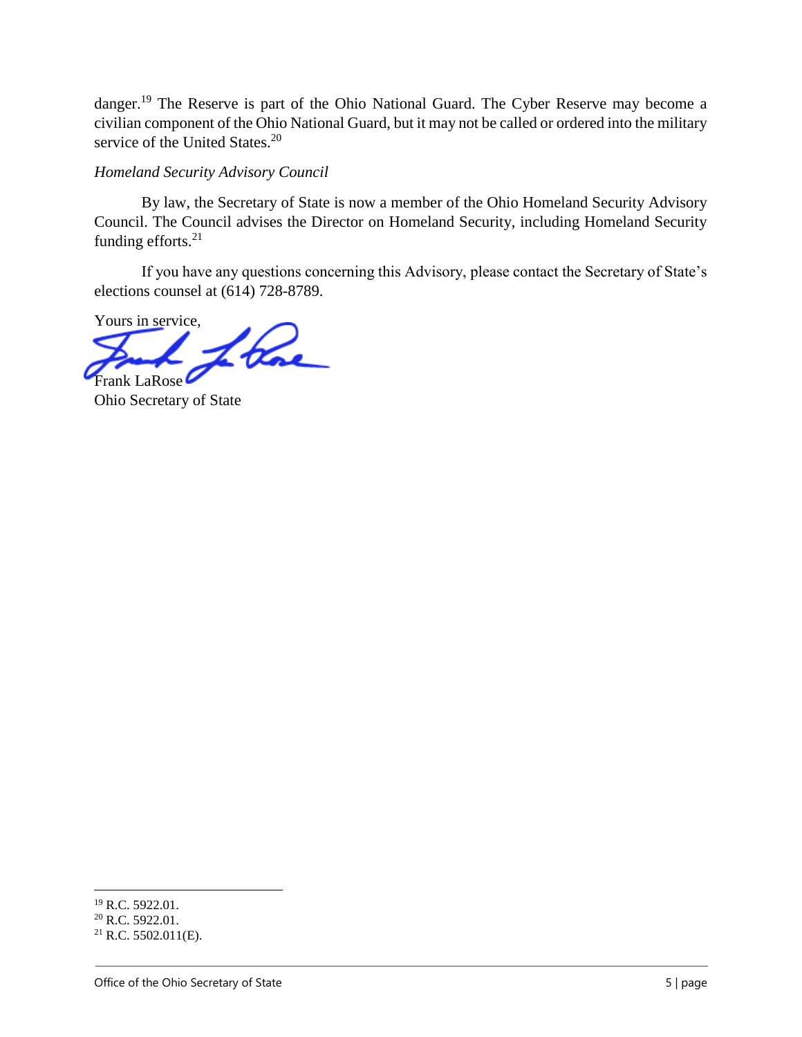danger.[19] The Reserve is part of the Ohio National Guard. The Cyber Reserve may become a civilian component of the Ohio National Guard, but it may not be called or ordered into the military service of the United States.[20]

*Homeland Security Advisory Council*

By law, the Secretary of State is now a member of the Ohio Homeland Security Advisory Council. The Council advises the Director on Homeland Security, including Homeland Security funding efforts.[21]

If you have any questions concerning this Advisory, please contact the Secretary of State's elections counsel at (614) 728-8789.

Yours in service,

Frank LaRose
Ohio Secretary of State

---

[19] R.C. 5922.01.
[20] R.C. 5922.01.
[21] R.C. 5502.011(E).